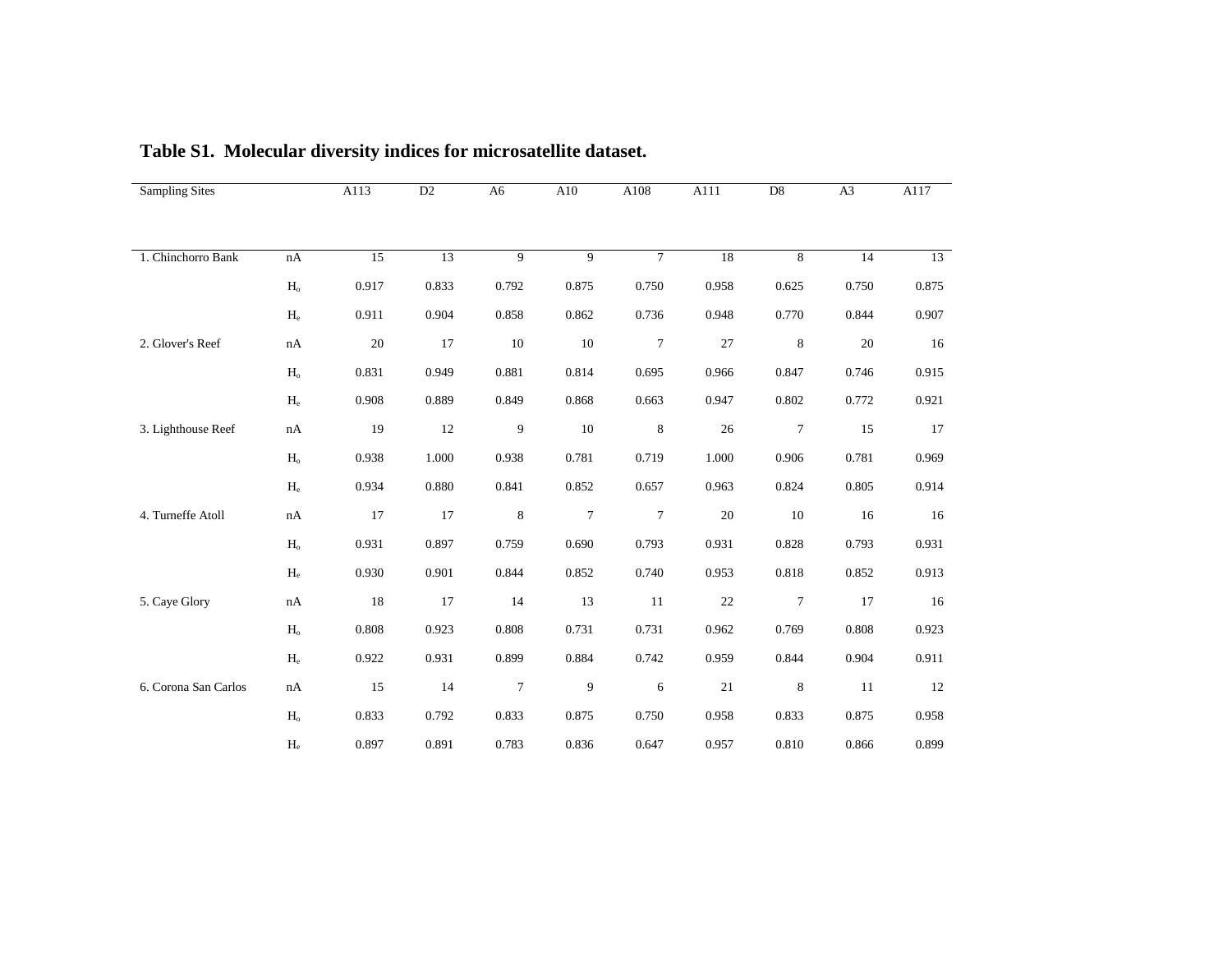**Table S1. Molecular diversity indices for microsatellite dataset.**

| Sampling Sites | | A113 | D2 | A6 | A10 | A108 | A111 | D8 | A3 | A117 |
|---|---|---|---|---|---|---|---|---|---|---|
| 1. Chinchorro Bank | nA | 15 | 13 | 9 | 9 | 7 | 18 | 8 | 14 | 13 |
| | $H_o$ | 0.917 | 0.833 | 0.792 | 0.875 | 0.750 | 0.958 | 0.625 | 0.750 | 0.875 |
| | $H_e$ | 0.911 | 0.904 | 0.858 | 0.862 | 0.736 | 0.948 | 0.770 | 0.844 | 0.907 |
| 2. Glover's Reef | nA | 20 | 17 | 10 | 10 | 7 | 27 | 8 | 20 | 16 |
| | $H_o$ | 0.831 | 0.949 | 0.881 | 0.814 | 0.695 | 0.966 | 0.847 | 0.746 | 0.915 |
| | $H_e$ | 0.908 | 0.889 | 0.849 | 0.868 | 0.663 | 0.947 | 0.802 | 0.772 | 0.921 |
| 3. Lighthouse Reef | nA | 19 | 12 | 9 | 10 | 8 | 26 | 7 | 15 | 17 |
| | $H_o$ | 0.938 | 1.000 | 0.938 | 0.781 | 0.719 | 1.000 | 0.906 | 0.781 | 0.969 |
| | $H_e$ | 0.934 | 0.880 | 0.841 | 0.852 | 0.657 | 0.963 | 0.824 | 0.805 | 0.914 |
| 4. Turneffe Atoll | nA | 17 | 17 | 8 | 7 | 7 | 20 | 10 | 16 | 16 |
| | $H_o$ | 0.931 | 0.897 | 0.759 | 0.690 | 0.793 | 0.931 | 0.828 | 0.793 | 0.931 |
| | $H_e$ | 0.930 | 0.901 | 0.844 | 0.852 | 0.740 | 0.953 | 0.818 | 0.852 | 0.913 |
| 5. Caye Glory | nA | 18 | 17 | 14 | 13 | 11 | 22 | 7 | 17 | 16 |
| | $H_o$ | 0.808 | 0.923 | 0.808 | 0.731 | 0.731 | 0.962 | 0.769 | 0.808 | 0.923 |
| | $H_e$ | 0.922 | 0.931 | 0.899 | 0.884 | 0.742 | 0.959 | 0.844 | 0.904 | 0.911 |
| 6. Corona San Carlos | nA | 15 | 14 | 7 | 9 | 6 | 21 | 8 | 11 | 12 |
| | $H_o$ | 0.833 | 0.792 | 0.833 | 0.875 | 0.750 | 0.958 | 0.833 | 0.875 | 0.958 |
| | $H_e$ | 0.897 | 0.891 | 0.783 | 0.836 | 0.647 | 0.957 | 0.810 | 0.866 | 0.899 |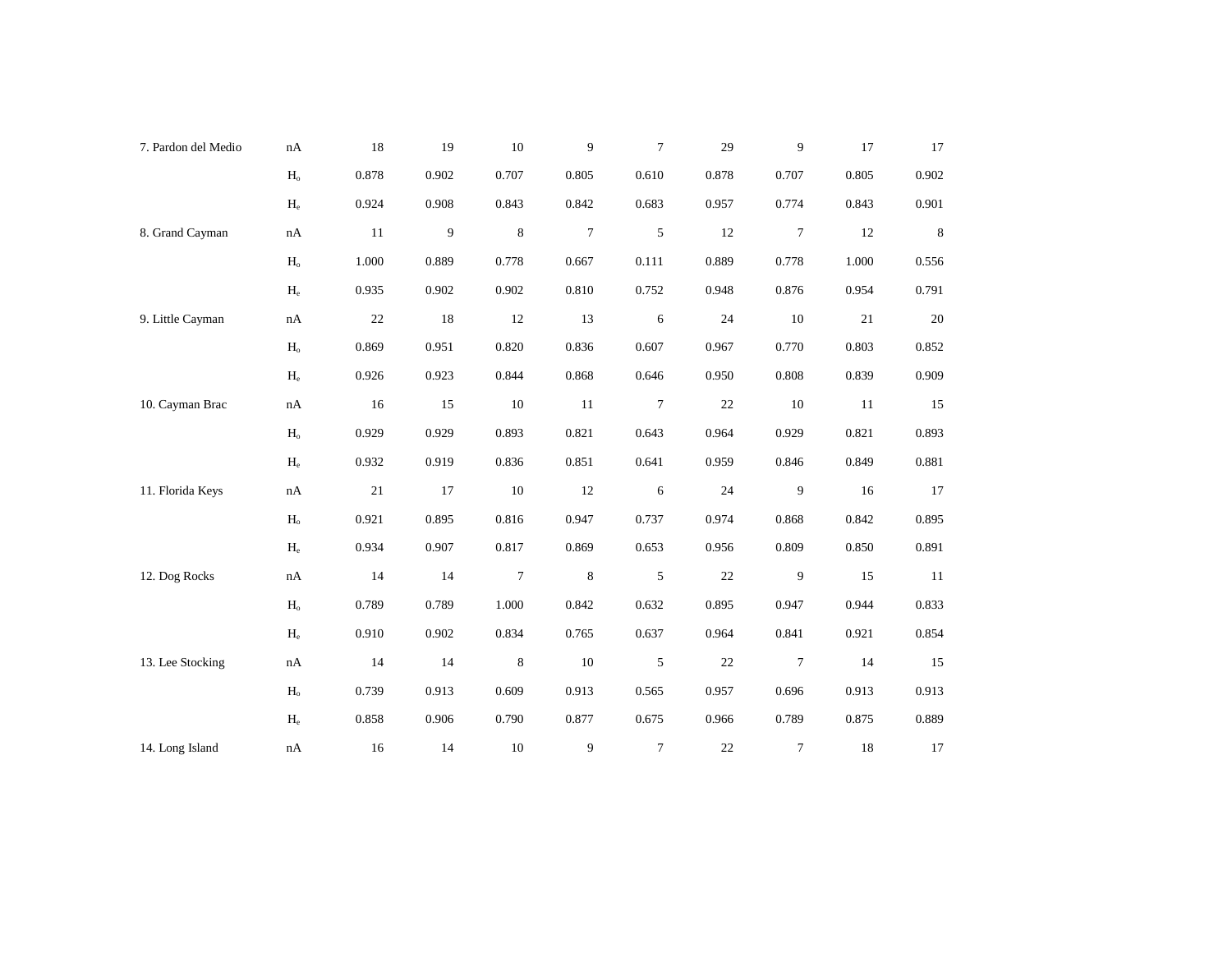| | | | | | | | | | | |
|---|---|---|---|---|---|---|---|---|---|---|
| 7. Pardon del Medio | nA | 18 | 19 | 10 | 9 | 7 | 29 | 9 | 17 | 17 |
| | $H_o$ | 0.878 | 0.902 | 0.707 | 0.805 | 0.610 | 0.878 | 0.707 | 0.805 | 0.902 |
| | $H_e$ | 0.924 | 0.908 | 0.843 | 0.842 | 0.683 | 0.957 | 0.774 | 0.843 | 0.901 |
| 8. Grand Cayman | nA | 11 | 9 | 8 | 7 | 5 | 12 | 7 | 12 | 8 |
| | $H_o$ | 1.000 | 0.889 | 0.778 | 0.667 | 0.111 | 0.889 | 0.778 | 1.000 | 0.556 |
| | $H_e$ | 0.935 | 0.902 | 0.902 | 0.810 | 0.752 | 0.948 | 0.876 | 0.954 | 0.791 |
| 9. Little Cayman | nA | 22 | 18 | 12 | 13 | 6 | 24 | 10 | 21 | 20 |
| | $H_o$ | 0.869 | 0.951 | 0.820 | 0.836 | 0.607 | 0.967 | 0.770 | 0.803 | 0.852 |
| | $H_e$ | 0.926 | 0.923 | 0.844 | 0.868 | 0.646 | 0.950 | 0.808 | 0.839 | 0.909 |
| 10. Cayman Brac | nA | 16 | 15 | 10 | 11 | 7 | 22 | 10 | 11 | 15 |
| | $H_o$ | 0.929 | 0.929 | 0.893 | 0.821 | 0.643 | 0.964 | 0.929 | 0.821 | 0.893 |
| | $H_e$ | 0.932 | 0.919 | 0.836 | 0.851 | 0.641 | 0.959 | 0.846 | 0.849 | 0.881 |
| 11. Florida Keys | nA | 21 | 17 | 10 | 12 | 6 | 24 | 9 | 16 | 17 |
| | $H_o$ | 0.921 | 0.895 | 0.816 | 0.947 | 0.737 | 0.974 | 0.868 | 0.842 | 0.895 |
| | $H_e$ | 0.934 | 0.907 | 0.817 | 0.869 | 0.653 | 0.956 | 0.809 | 0.850 | 0.891 |
| 12. Dog Rocks | nA | 14 | 14 | 7 | 8 | 5 | 22 | 9 | 15 | 11 |
| | $H_o$ | 0.789 | 0.789 | 1.000 | 0.842 | 0.632 | 0.895 | 0.947 | 0.944 | 0.833 |
| | $H_e$ | 0.910 | 0.902 | 0.834 | 0.765 | 0.637 | 0.964 | 0.841 | 0.921 | 0.854 |
| 13. Lee Stocking | nA | 14 | 14 | 8 | 10 | 5 | 22 | 7 | 14 | 15 |
| | $H_o$ | 0.739 | 0.913 | 0.609 | 0.913 | 0.565 | 0.957 | 0.696 | 0.913 | 0.913 |
| | $H_e$ | 0.858 | 0.906 | 0.790 | 0.877 | 0.675 | 0.966 | 0.789 | 0.875 | 0.889 |
| 14. Long Island | nA | 16 | 14 | 10 | 9 | 7 | 22 | 7 | 18 | 17 |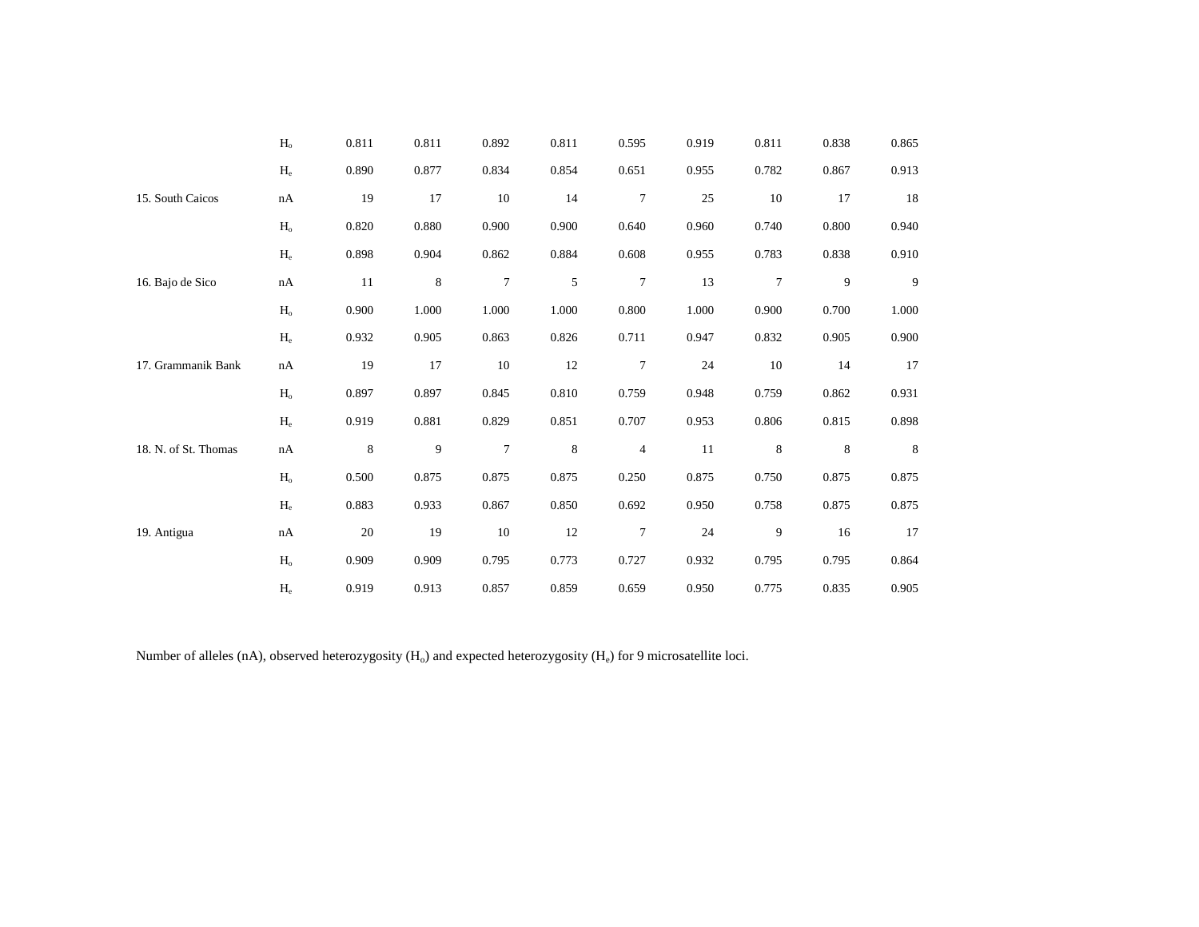| | | | | | | | | | | |
|---|---|---|---|---|---|---|---|---|---|---|
| | $H_o$ | 0.811 | 0.811 | 0.892 | 0.811 | 0.595 | 0.919 | 0.811 | 0.838 | 0.865 |
| | $H_e$ | 0.890 | 0.877 | 0.834 | 0.854 | 0.651 | 0.955 | 0.782 | 0.867 | 0.913 |
| 15. South Caicos | nA | 19 | 17 | 10 | 14 | 7 | 25 | 10 | 17 | 18 |
| | $H_o$ | 0.820 | 0.880 | 0.900 | 0.900 | 0.640 | 0.960 | 0.740 | 0.800 | 0.940 |
| | $H_e$ | 0.898 | 0.904 | 0.862 | 0.884 | 0.608 | 0.955 | 0.783 | 0.838 | 0.910 |
| 16. Bajo de Sico | nA | 11 | 8 | 7 | 5 | 7 | 13 | 7 | 9 | 9 |
| | $H_o$ | 0.900 | 1.000 | 1.000 | 1.000 | 0.800 | 1.000 | 0.900 | 0.700 | 1.000 |
| | $H_e$ | 0.932 | 0.905 | 0.863 | 0.826 | 0.711 | 0.947 | 0.832 | 0.905 | 0.900 |
| 17. Grammanik Bank | nA | 19 | 17 | 10 | 12 | 7 | 24 | 10 | 14 | 17 |
| | $H_o$ | 0.897 | 0.897 | 0.845 | 0.810 | 0.759 | 0.948 | 0.759 | 0.862 | 0.931 |
| | $H_e$ | 0.919 | 0.881 | 0.829 | 0.851 | 0.707 | 0.953 | 0.806 | 0.815 | 0.898 |
| 18. N. of St. Thomas | nA | 8 | 9 | 7 | 8 | 4 | 11 | 8 | 8 | 8 |
| | $H_o$ | 0.500 | 0.875 | 0.875 | 0.875 | 0.250 | 0.875 | 0.750 | 0.875 | 0.875 |
| | $H_e$ | 0.883 | 0.933 | 0.867 | 0.850 | 0.692 | 0.950 | 0.758 | 0.875 | 0.875 |
| 19. Antigua | nA | 20 | 19 | 10 | 12 | 7 | 24 | 9 | 16 | 17 |
| | $H_o$ | 0.909 | 0.909 | 0.795 | 0.773 | 0.727 | 0.932 | 0.795 | 0.795 | 0.864 |
| | $H_e$ | 0.919 | 0.913 | 0.857 | 0.859 | 0.659 | 0.950 | 0.775 | 0.835 | 0.905 |

Number of alleles (nA), observed heterozygosity ($H_o$) and expected heterozygosity ($H_e$) for 9 microsatellite loci.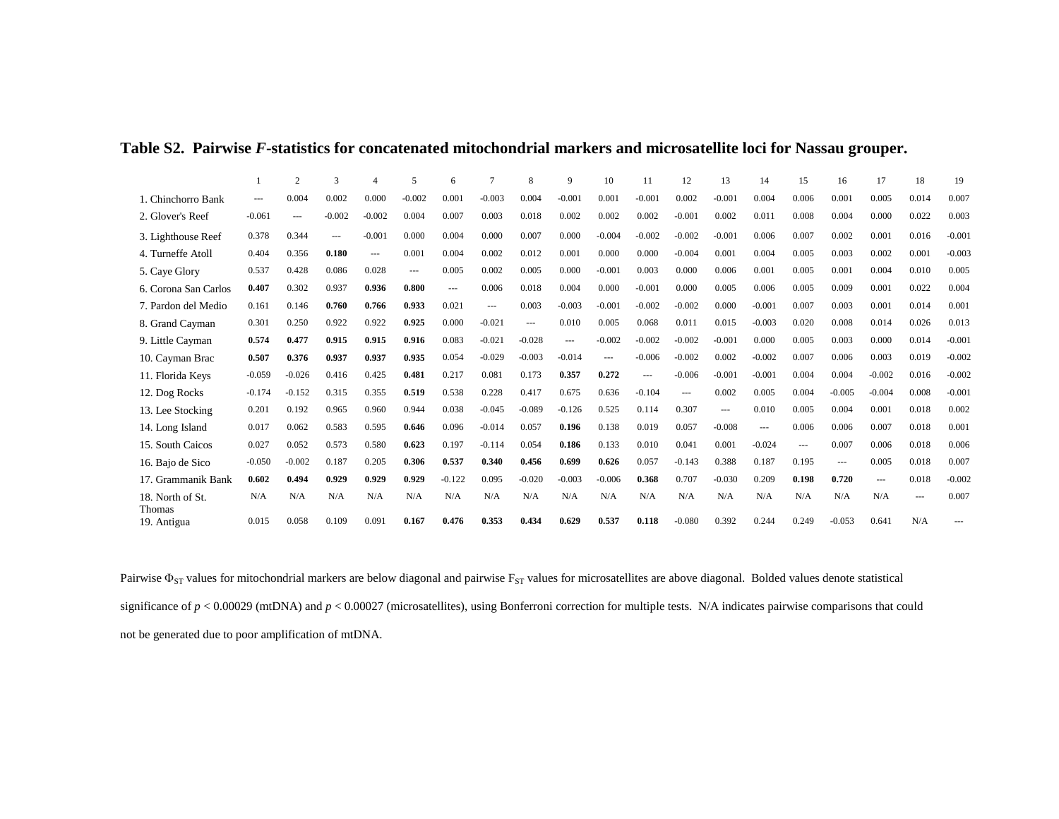**Table S2. Pairwise *F*-statistics for concatenated mitochondrial markers and microsatellite loci for Nassau grouper.**

| | 1 | 2 | 3 | 4 | 5 | 6 | 7 | 8 | 9 | 10 | 11 | 12 | 13 | 14 | 15 | 16 | 17 | 18 | 19 |
|---|---|---|---|---|---|---|---|---|---|---|---|---|---|---|---|---|---|---|---|
| 1. Chinchorro Bank | --- | 0.004 | 0.002 | 0.000 | -0.002 | 0.001 | -0.003 | 0.004 | -0.001 | 0.001 | -0.001 | 0.002 | -0.001 | 0.004 | 0.006 | 0.001 | 0.005 | 0.014 | 0.007 |
| 2. Glover's Reef | -0.061 | --- | -0.002 | -0.002 | 0.004 | 0.007 | 0.003 | 0.018 | 0.002 | 0.002 | 0.002 | -0.001 | 0.002 | 0.011 | 0.008 | 0.004 | 0.000 | 0.022 | 0.003 |
| 3. Lighthouse Reef | 0.378 | 0.344 | --- | -0.001 | 0.000 | 0.004 | 0.000 | 0.007 | 0.000 | -0.004 | -0.002 | -0.002 | -0.001 | 0.006 | 0.007 | 0.002 | 0.001 | 0.016 | -0.001 |
| 4. Turneffe Atoll | 0.404 | 0.356 | **0.180** | --- | 0.001 | 0.004 | 0.002 | 0.012 | 0.001 | 0.000 | 0.000 | -0.004 | 0.001 | 0.004 | 0.005 | 0.003 | 0.002 | 0.001 | -0.003 |
| 5. Caye Glory | 0.537 | 0.428 | 0.086 | 0.028 | --- | 0.005 | 0.002 | 0.005 | 0.000 | -0.001 | 0.003 | 0.000 | 0.006 | 0.001 | 0.005 | 0.001 | 0.004 | 0.010 | 0.005 |
| 6. Corona San Carlos | **0.407** | 0.302 | 0.937 | **0.936** | **0.800** | --- | 0.006 | 0.018 | 0.004 | 0.000 | -0.001 | 0.000 | 0.005 | 0.006 | 0.005 | 0.009 | 0.001 | 0.022 | 0.004 |
| 7. Pardon del Medio | 0.161 | 0.146 | **0.760** | **0.766** | **0.933** | 0.021 | --- | 0.003 | -0.003 | -0.001 | -0.002 | -0.002 | 0.000 | -0.001 | 0.007 | 0.003 | 0.001 | 0.014 | 0.001 |
| 8. Grand Cayman | 0.301 | 0.250 | 0.922 | 0.922 | **0.925** | 0.000 | -0.021 | --- | 0.010 | 0.005 | 0.068 | 0.011 | 0.015 | -0.003 | 0.020 | 0.008 | 0.014 | 0.026 | 0.013 |
| 9. Little Cayman | **0.574** | **0.477** | **0.915** | **0.915** | **0.916** | 0.083 | -0.021 | -0.028 | --- | -0.002 | -0.002 | -0.002 | -0.001 | 0.000 | 0.005 | 0.003 | 0.000 | 0.014 | -0.001 |
| 10. Cayman Brac | **0.507** | **0.376** | **0.937** | **0.937** | **0.935** | 0.054 | -0.029 | -0.003 | -0.014 | --- | -0.006 | -0.002 | 0.002 | -0.002 | 0.007 | 0.006 | 0.003 | 0.019 | -0.002 |
| 11. Florida Keys | -0.059 | -0.026 | 0.416 | 0.425 | **0.481** | 0.217 | 0.081 | 0.173 | **0.357** | **0.272** | --- | -0.006 | -0.001 | -0.001 | 0.004 | 0.004 | -0.002 | 0.016 | -0.002 |
| 12. Dog Rocks | -0.174 | -0.152 | 0.315 | 0.355 | **0.519** | 0.538 | 0.228 | 0.417 | 0.675 | 0.636 | -0.104 | --- | 0.002 | 0.005 | 0.004 | -0.005 | -0.004 | 0.008 | -0.001 |
| 13. Lee Stocking | 0.201 | 0.192 | 0.965 | 0.960 | 0.944 | 0.038 | -0.045 | -0.089 | -0.126 | 0.525 | 0.114 | 0.307 | --- | 0.010 | 0.005 | 0.004 | 0.001 | 0.018 | 0.002 |
| 14. Long Island | 0.017 | 0.062 | 0.583 | 0.595 | **0.646** | 0.096 | -0.014 | 0.057 | **0.196** | 0.138 | 0.019 | 0.057 | -0.008 | --- | 0.006 | 0.006 | 0.007 | 0.018 | 0.001 |
| 15. South Caicos | 0.027 | 0.052 | 0.573 | 0.580 | **0.623** | 0.197 | -0.114 | 0.054 | **0.186** | 0.133 | 0.010 | 0.041 | 0.001 | -0.024 | --- | 0.007 | 0.006 | 0.018 | 0.006 |
| 16. Bajo de Sico | -0.050 | -0.002 | 0.187 | 0.205 | **0.306** | **0.537** | **0.340** | **0.456** | **0.699** | **0.626** | 0.057 | -0.143 | 0.388 | 0.187 | 0.195 | --- | 0.005 | 0.018 | 0.007 |
| 17. Grammanik Bank | **0.602** | **0.494** | **0.929** | **0.929** | **0.929** | -0.122 | 0.095 | -0.020 | -0.003 | -0.006 | **0.368** | 0.707 | -0.030 | 0.209 | **0.198** | **0.720** | --- | 0.018 | -0.002 |
| 18. North of St. Thomas | N/A | N/A | N/A | N/A | N/A | N/A | N/A | N/A | N/A | N/A | N/A | N/A | N/A | N/A | N/A | N/A | N/A | --- | 0.007 |
| 19. Antigua | 0.015 | 0.058 | 0.109 | 0.091 | **0.167** | **0.476** | **0.353** | **0.434** | **0.629** | **0.537** | **0.118** | -0.080 | 0.392 | 0.244 | 0.249 | -0.053 | 0.641 | N/A | --- |

Pairwise $\Phi_{ST}$ values for mitochondrial markers are below diagonal and pairwise $F_{ST}$ values for microsatellites are above diagonal. Bolded values denote statistical significance of $p < 0.00029$ (mtDNA) and $p < 0.00027$ (microsatellites), using Bonferroni correction for multiple tests. N/A indicates pairwise comparisons that could not be generated due to poor amplification of mtDNA.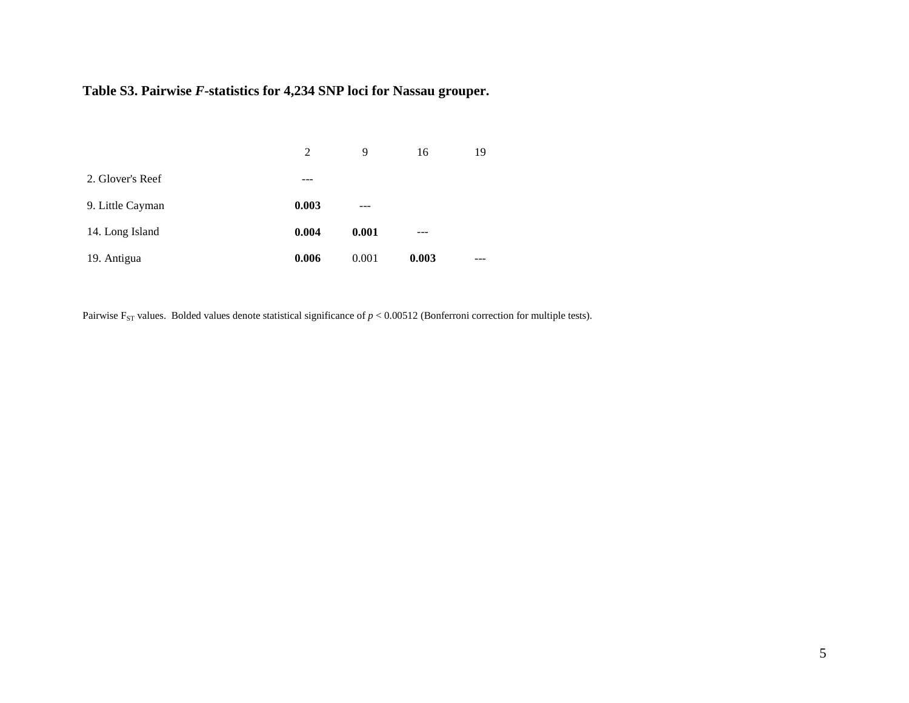**Table S3. Pairwise *F*-statistics for 4,234 SNP loci for Nassau grouper.**

| | 2 | 9 | 16 | 19 |
|---|---|---|---|---|
| 2. Glover's Reef | --- | | | |
| 9. Little Cayman | **0.003** | --- | | |
| 14. Long Island | **0.004** | **0.001** | --- | |
| 19. Antigua | **0.006** | 0.001 | **0.003** | --- |

Pairwise $F_{ST}$ values. Bolded values denote statistical significance of $p < 0.00512$ (Bonferroni correction for multiple tests).